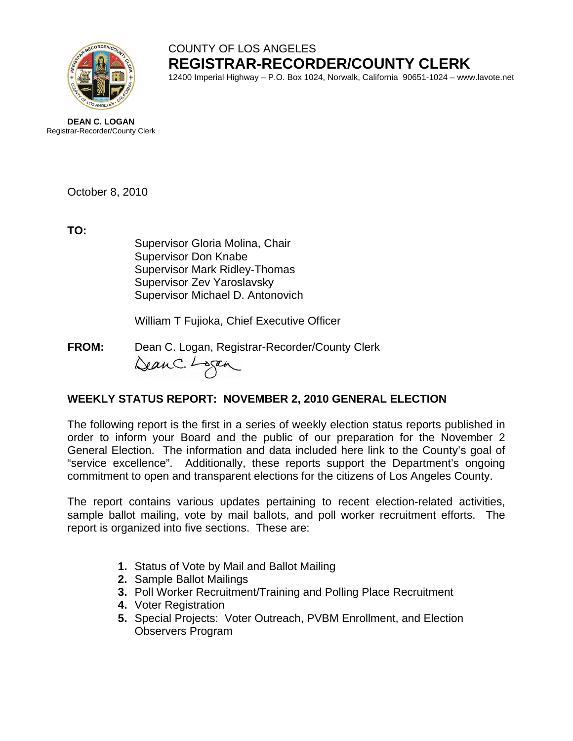COUNTY OF LOS ANGELES
**REGISTRAR-RECORDER/COUNTY CLERK**
12400 Imperial Highway – P.O. Box 1024, Norwalk, California 90651-1024 – www.lavote.net

**DEAN C. LOGAN**
Registrar-Recorder/County Clerk

October 8, 2010

**TO:**

Supervisor Gloria Molina, Chair
Supervisor Don Knabe
Supervisor Mark Ridley-Thomas
Supervisor Zev Yaroslavsky
Supervisor Michael D. Antonovich

William T Fujioka, Chief Executive Officer

**FROM:** Dean C. Logan, Registrar-Recorder/County Clerk

## WEEKLY STATUS REPORT: NOVEMBER 2, 2010 GENERAL ELECTION

The following report is the first in a series of weekly election status reports published in order to inform your Board and the public of our preparation for the November 2 General Election. The information and data included here link to the County's goal of "service excellence". Additionally, these reports support the Department's ongoing commitment to open and transparent elections for the citizens of Los Angeles County.

The report contains various updates pertaining to recent election-related activities, sample ballot mailing, vote by mail ballots, and poll worker recruitment efforts. The report is organized into five sections. These are:

1. Status of Vote by Mail and Ballot Mailing
2. Sample Ballot Mailings
3. Poll Worker Recruitment/Training and Polling Place Recruitment
4. Voter Registration
5. Special Projects: Voter Outreach, PVBM Enrollment, and Election Observers Program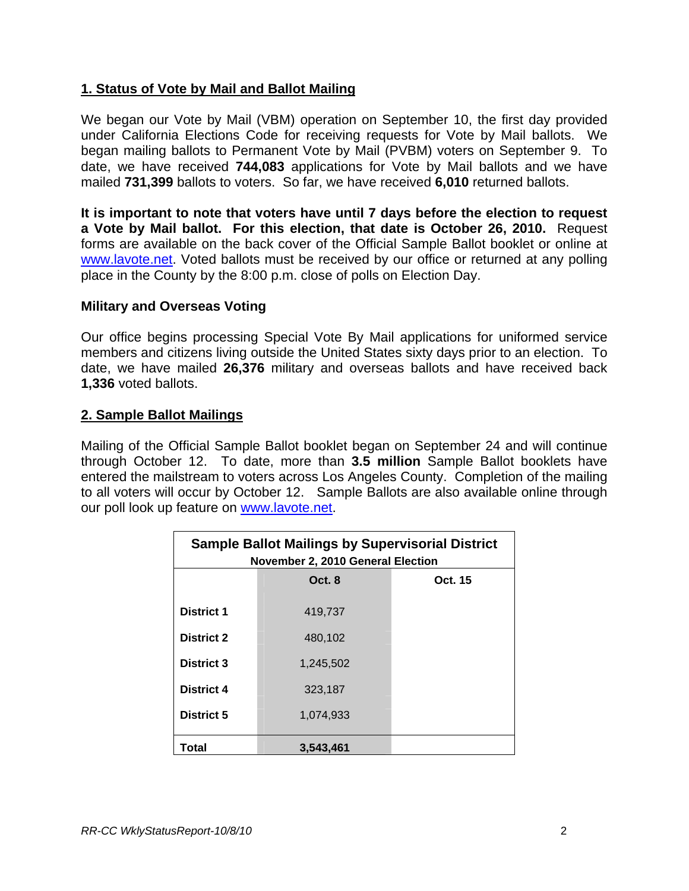## 1. Status of Vote by Mail and Ballot Mailing

We began our Vote by Mail (VBM) operation on September 10, the first day provided under California Elections Code for receiving requests for Vote by Mail ballots. We began mailing ballots to Permanent Vote by Mail (PVBM) voters on September 9. To date, we have received **744,083** applications for Vote by Mail ballots and we have mailed **731,399** ballots to voters. So far, we have received **6,010** returned ballots.

**It is important to note that voters have until 7 days before the election to request a Vote by Mail ballot. For this election, that date is October 26, 2010.** Request forms are available on the back cover of the Official Sample Ballot booklet or online at www.lavote.net. Voted ballots must be received by our office or returned at any polling place in the County by the 8:00 p.m. close of polls on Election Day.

### Military and Overseas Voting

Our office begins processing Special Vote By Mail applications for uniformed service members and citizens living outside the United States sixty days prior to an election. To date, we have mailed **26,376** military and overseas ballots and have received back **1,336** voted ballots.

## 2. Sample Ballot Mailings

Mailing of the Official Sample Ballot booklet began on September 24 and will continue through October 12. To date, more than **3.5 million** Sample Ballot booklets have entered the mailstream to voters across Los Angeles County. Completion of the mailing to all voters will occur by October 12. Sample Ballots are also available online through our poll look up feature on www.lavote.net.

**Sample Ballot Mailings by Supervisorial District**
**November 2, 2010 General Election**

| | Oct. 8 | Oct. 15 |
|---|---|---|
| **District 1** | 419,737 | |
| **District 2** | 480,102 | |
| **District 3** | 1,245,502 | |
| **District 4** | 323,187 | |
| **District 5** | 1,074,933 | |
| **Total** | **3,543,461** | |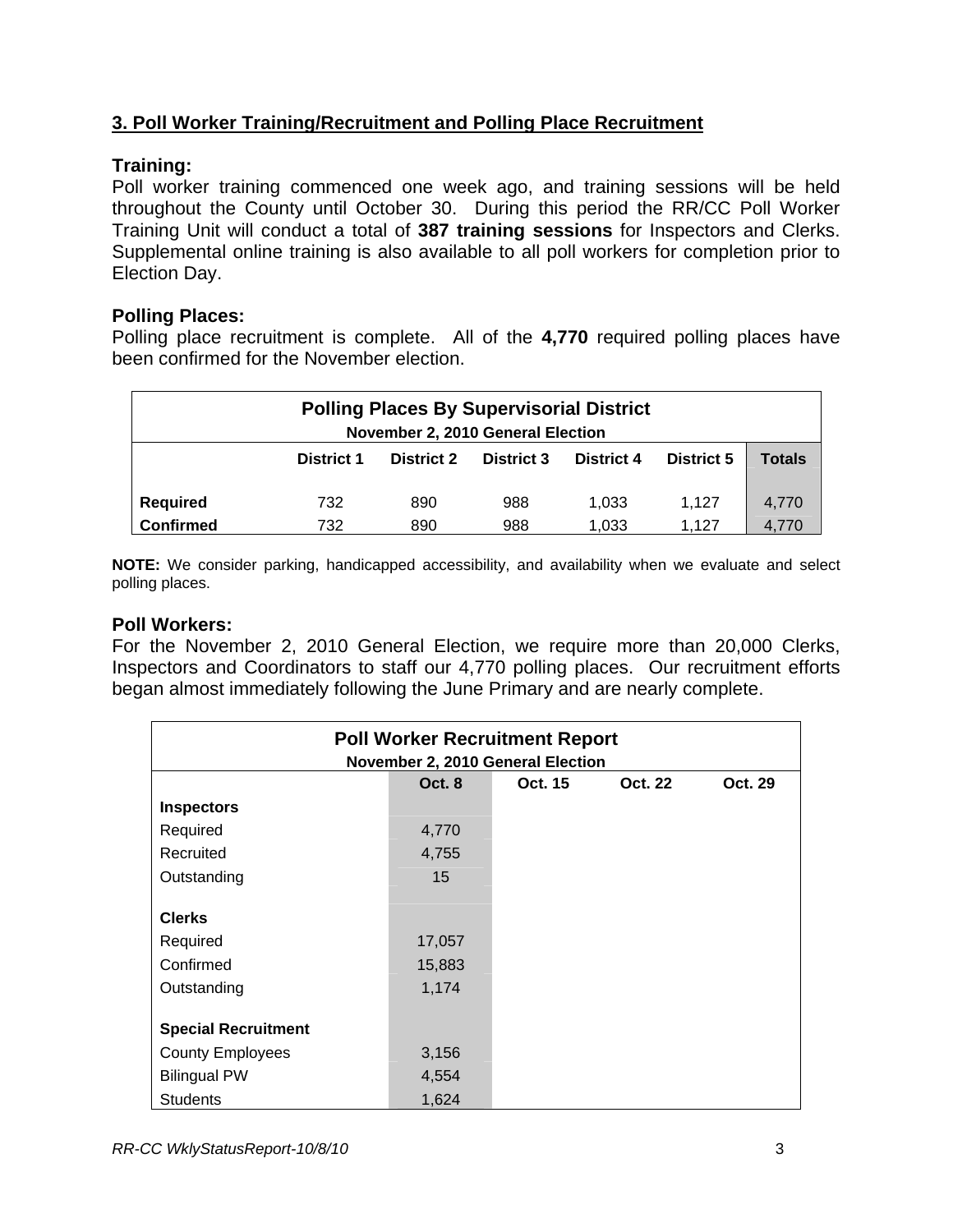## 3. Poll Worker Training/Recruitment and Polling Place Recruitment

### Training:

Poll worker training commenced one week ago, and training sessions will be held throughout the County until October 30. During this period the RR/CC Poll Worker Training Unit will conduct a total of **387 training sessions** for Inspectors and Clerks. Supplemental online training is also available to all poll workers for completion prior to Election Day.

### Polling Places:

Polling place recruitment is complete. All of the **4,770** required polling places have been confirmed for the November election.

**Polling Places By Supervisorial District**
**November 2, 2010 General Election**

| | District 1 | District 2 | District 3 | District 4 | District 5 | Totals |
|---|---|---|---|---|---|---|
| **Required** | 732 | 890 | 988 | 1,033 | 1,127 | 4,770 |
| **Confirmed** | 732 | 890 | 988 | 1,033 | 1,127 | 4,770 |

**NOTE:** We consider parking, handicapped accessibility, and availability when we evaluate and select polling places.

### Poll Workers:

For the November 2, 2010 General Election, we require more than 20,000 Clerks, Inspectors and Coordinators to staff our 4,770 polling places. Our recruitment efforts began almost immediately following the June Primary and are nearly complete.

**Poll Worker Recruitment Report**
**November 2, 2010 General Election**

| | Oct. 8 | Oct. 15 | Oct. 22 | Oct. 29 |
|---|---|---|---|---|
| **Inspectors** | | | | |
| Required | 4,770 | | | |
| Recruited | 4,755 | | | |
| Outstanding | 15 | | | |
| **Clerks** | | | | |
| Required | 17,057 | | | |
| Confirmed | 15,883 | | | |
| Outstanding | 1,174 | | | |
| **Special Recruitment** | | | | |
| County Employees | 3,156 | | | |
| Bilingual PW | 4,554 | | | |
| Students | 1,624 | | | |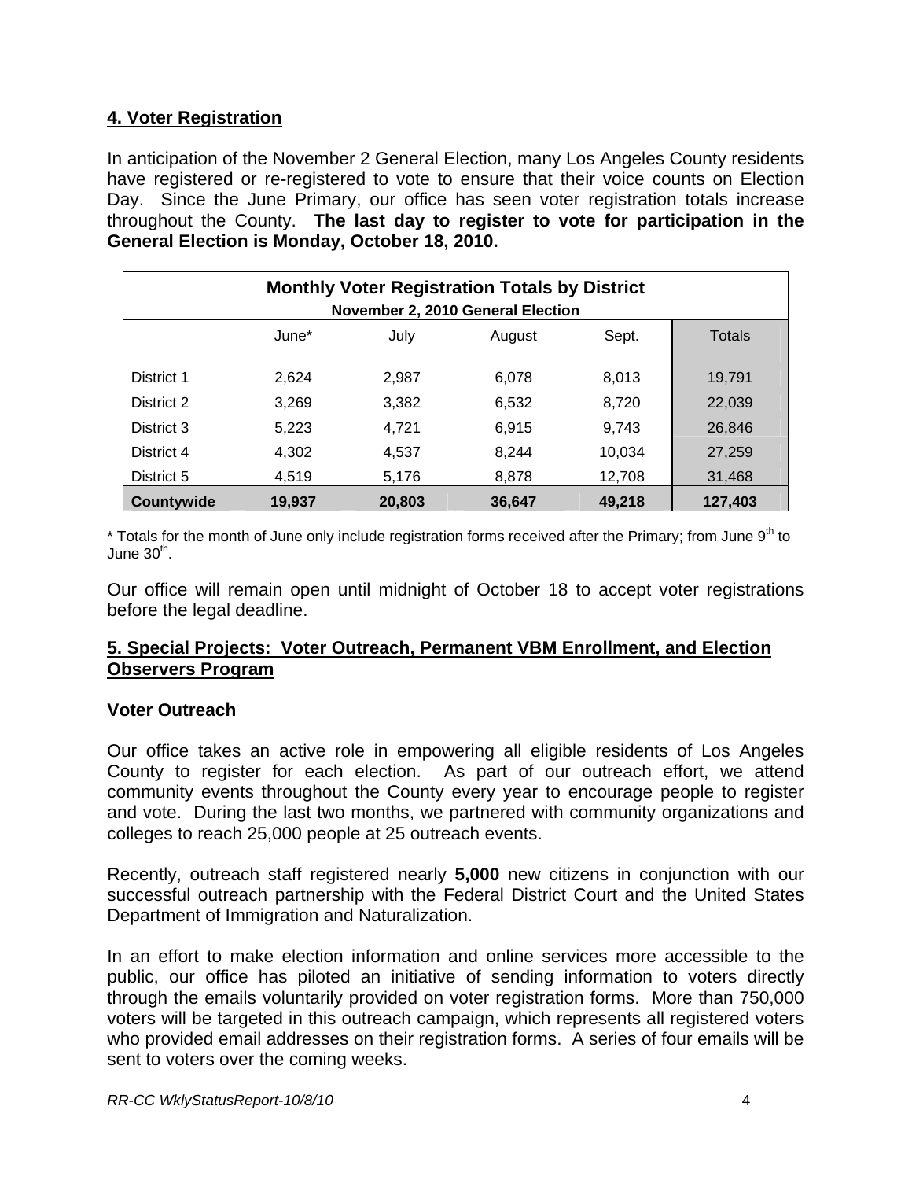## 4. Voter Registration

In anticipation of the November 2 General Election, many Los Angeles County residents have registered or re-registered to vote to ensure that their voice counts on Election Day. Since the June Primary, our office has seen voter registration totals increase throughout the County. **The last day to register to vote for participation in the General Election is Monday, October 18, 2010.**

| Monthly Voter Registration Totals by District<br>November 2, 2010 General Election | | | | | |
|---|---|---|---|---|---|
| | June* | July | August | Sept. | Totals |
| District 1 | 2,624 | 2,987 | 6,078 | 8,013 | 19,791 |
| District 2 | 3,269 | 3,382 | 6,532 | 8,720 | 22,039 |
| District 3 | 5,223 | 4,721 | 6,915 | 9,743 | 26,846 |
| District 4 | 4,302 | 4,537 | 8,244 | 10,034 | 27,259 |
| District 5 | 4,519 | 5,176 | 8,878 | 12,708 | 31,468 |
| **Countywide** | **19,937** | **20,803** | **36,647** | **49,218** | **127,403** |

\* Totals for the month of June only include registration forms received after the Primary; from June 9th to June 30th.

Our office will remain open until midnight of October 18 to accept voter registrations before the legal deadline.

## 5. Special Projects: Voter Outreach, Permanent VBM Enrollment, and Election Observers Program

### Voter Outreach

Our office takes an active role in empowering all eligible residents of Los Angeles County to register for each election. As part of our outreach effort, we attend community events throughout the County every year to encourage people to register and vote. During the last two months, we partnered with community organizations and colleges to reach 25,000 people at 25 outreach events.

Recently, outreach staff registered nearly **5,000** new citizens in conjunction with our successful outreach partnership with the Federal District Court and the United States Department of Immigration and Naturalization.

In an effort to make election information and online services more accessible to the public, our office has piloted an initiative of sending information to voters directly through the emails voluntarily provided on voter registration forms. More than 750,000 voters will be targeted in this outreach campaign, which represents all registered voters who provided email addresses on their registration forms. A series of four emails will be sent to voters over the coming weeks.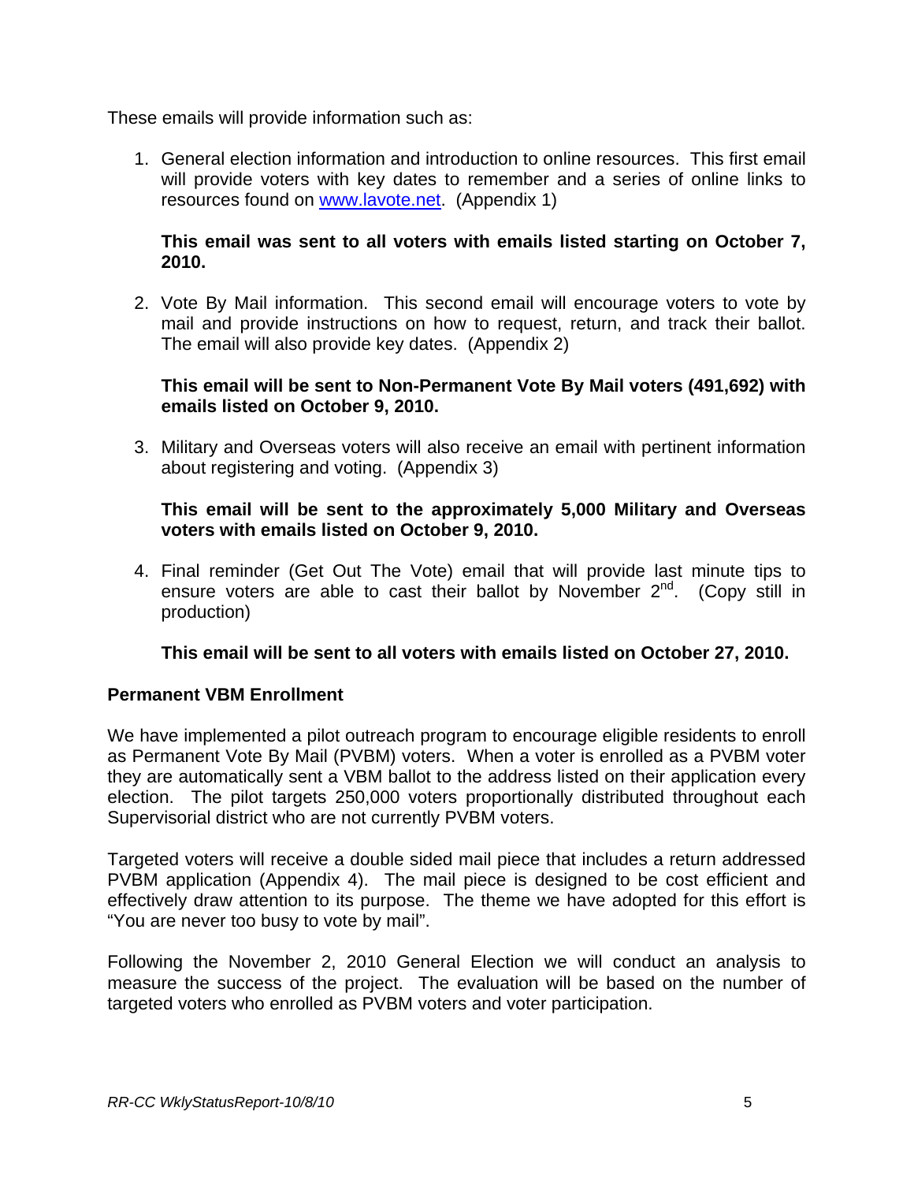These emails will provide information such as:

1. General election information and introduction to online resources. This first email will provide voters with key dates to remember and a series of online links to resources found on [www.lavote.net](http://www.lavote.net). (Appendix 1)

   **This email was sent to all voters with emails listed starting on October 7, 2010.**

2. Vote By Mail information. This second email will encourage voters to vote by mail and provide instructions on how to request, return, and track their ballot. The email will also provide key dates. (Appendix 2)

   **This email will be sent to Non-Permanent Vote By Mail voters (491,692) with emails listed on October 9, 2010.**

3. Military and Overseas voters will also receive an email with pertinent information about registering and voting. (Appendix 3)

   **This email will be sent to the approximately 5,000 Military and Overseas voters with emails listed on October 9, 2010.**

4. Final reminder (Get Out The Vote) email that will provide last minute tips to ensure voters are able to cast their ballot by November 2nd. (Copy still in production)

   **This email will be sent to all voters with emails listed on October 27, 2010.**

**Permanent VBM Enrollment**

We have implemented a pilot outreach program to encourage eligible residents to enroll as Permanent Vote By Mail (PVBM) voters. When a voter is enrolled as a PVBM voter they are automatically sent a VBM ballot to the address listed on their application every election. The pilot targets 250,000 voters proportionally distributed throughout each Supervisorial district who are not currently PVBM voters.

Targeted voters will receive a double sided mail piece that includes a return addressed PVBM application (Appendix 4). The mail piece is designed to be cost efficient and effectively draw attention to its purpose. The theme we have adopted for this effort is "You are never too busy to vote by mail".

Following the November 2, 2010 General Election we will conduct an analysis to measure the success of the project. The evaluation will be based on the number of targeted voters who enrolled as PVBM voters and voter participation.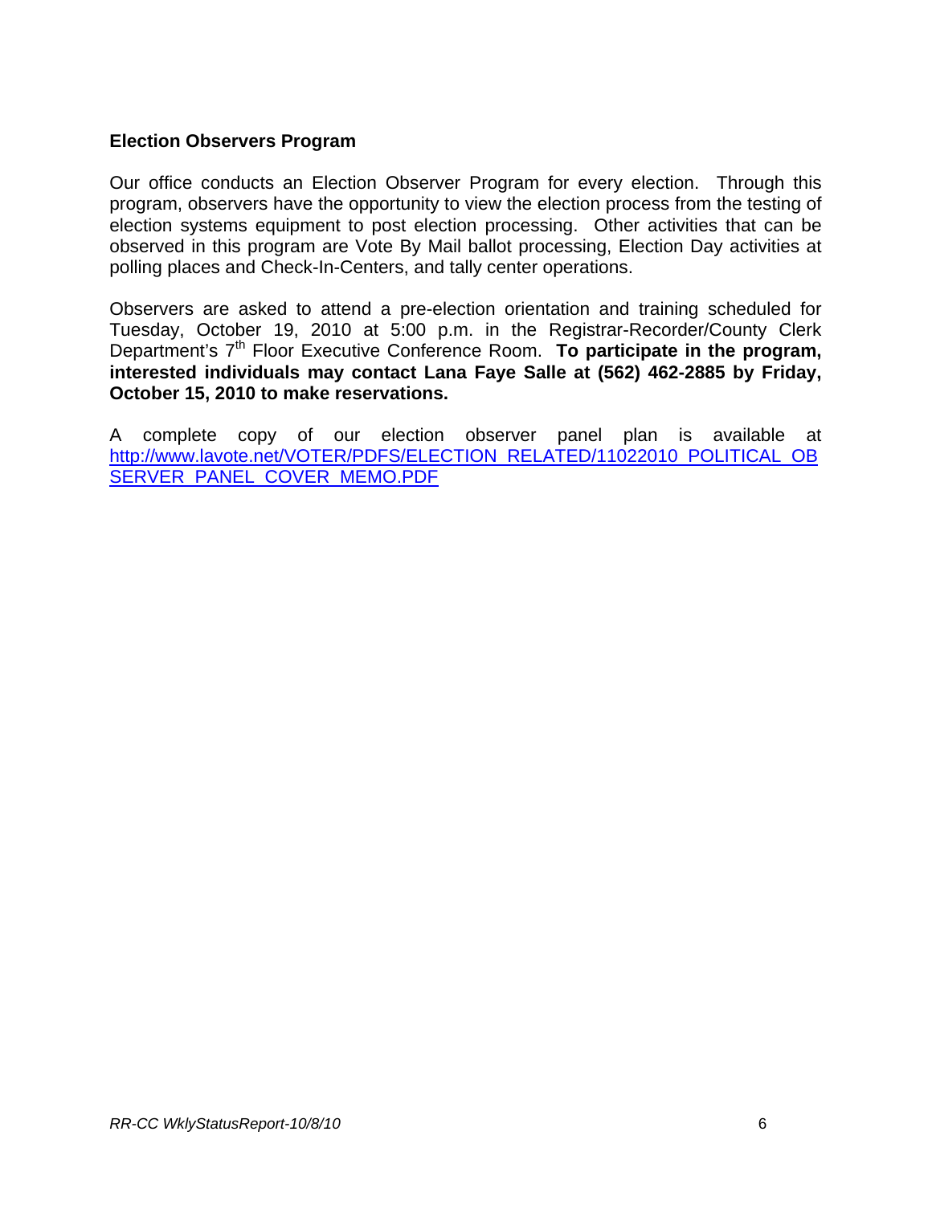### Election Observers Program

Our office conducts an Election Observer Program for every election. Through this program, observers have the opportunity to view the election process from the testing of election systems equipment to post election processing. Other activities that can be observed in this program are Vote By Mail ballot processing, Election Day activities at polling places and Check-In-Centers, and tally center operations.

Observers are asked to attend a pre-election orientation and training scheduled for Tuesday, October 19, 2010 at 5:00 p.m. in the Registrar-Recorder/County Clerk Department's 7th Floor Executive Conference Room. **To participate in the program, interested individuals may contact Lana Faye Salle at (562) 462-2885 by Friday, October 15, 2010 to make reservations.**

A complete copy of our election observer panel plan is available at [http://www.lavote.net/VOTER/PDFS/ELECTION_RELATED/11022010_POLITICAL_OBSERVER_PANEL_COVER_MEMO.PDF](http://www.lavote.net/VOTER/PDFS/ELECTION_RELATED/11022010_POLITICAL_OBSERVER_PANEL_COVER_MEMO.PDF)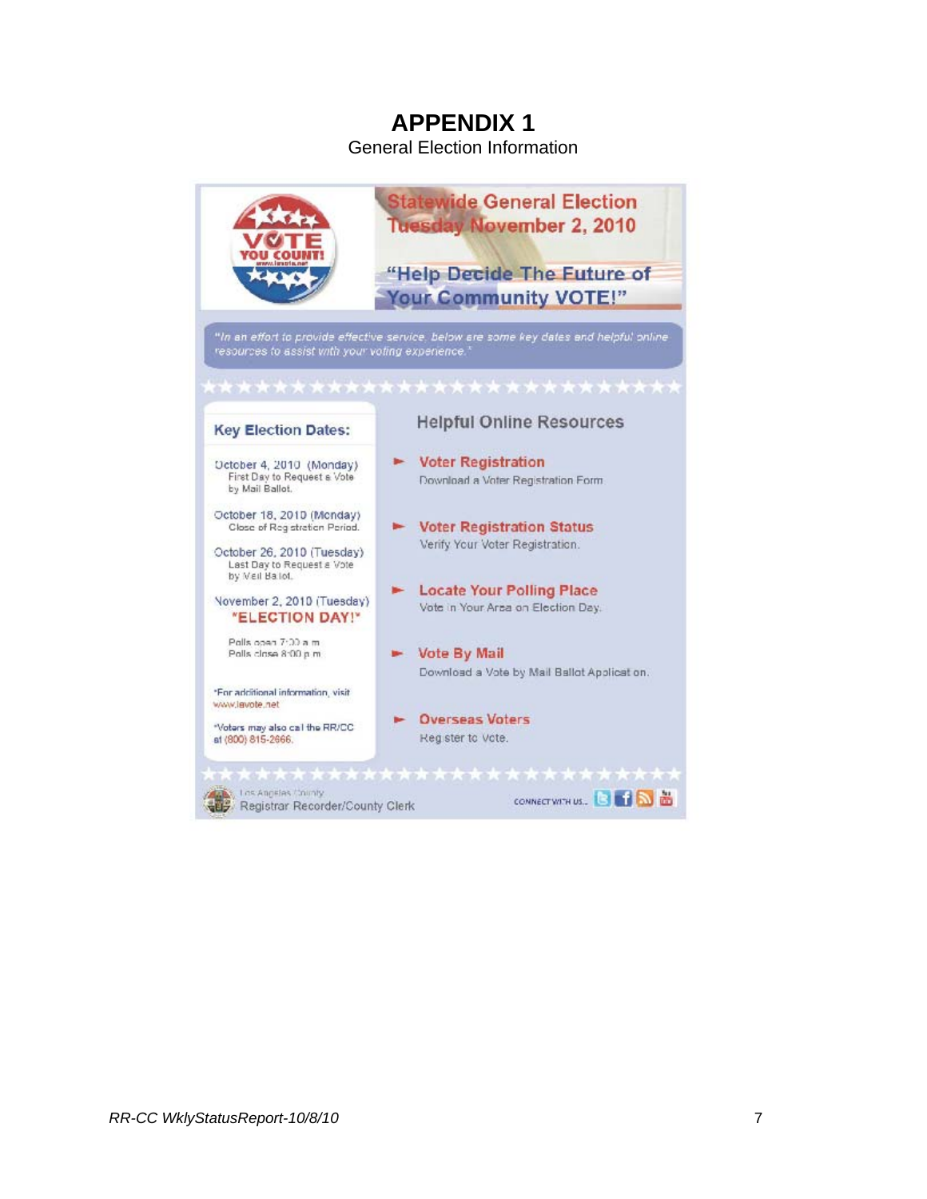# APPENDIX 1

General Election Information

VOTE YOU COUNT!

## Statewide General Election
## Tuesday November 2, 2010

**"Help Decide The Future of Your Community VOTE!"**

*"In an effort to provide effective service, below are some key dates and helpful online resources to assist with your voting experience."*

### Key Election Dates:

October 4, 2010 (Monday)
First Day to Request a Vote by Mail Ballot.

October 18, 2010 (Monday)
Close of Registration Period.

October 26, 2010 (Tuesday)
Last Day to Request a Vote by Mail Ballot.

November 2, 2010 (Tuesday)
**"ELECTION DAY!"**

Polls open 7:00 a.m.
Polls close 8:00 p.m.

*For additional information, visit www.lavote.net

*Voters may also call the RR/CC at (800) 815-2666.

### Helpful Online Resources

- **Voter Registration**
  Download a Voter Registration Form
- **Voter Registration Status**
  Verify Your Voter Registration.
- **Locate Your Polling Place**
  Vote in Your Area on Election Day.
- **Vote By Mail**
  Download a Vote by Mail Ballot Application.
- **Overseas Voters**
  Register to Vote.

Los Angeles County
Registrar Recorder/County Clerk

CONNECT WITH US...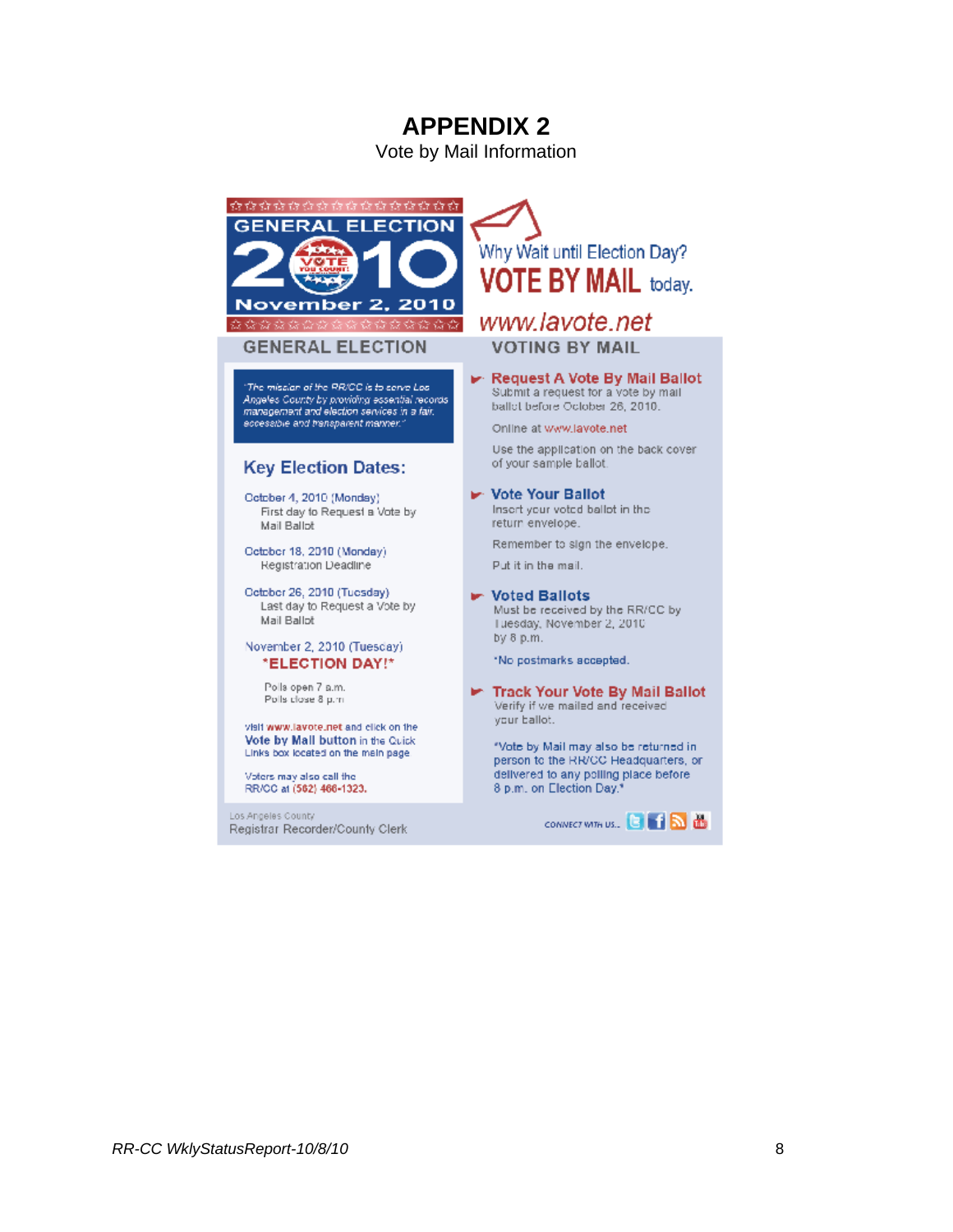# APPENDIX 2

Vote by Mail Information

GENERAL ELECTION

2010

November 2, 2010

Why Wait until Election Day?

**VOTE BY MAIL** today.

www.lavote.net

## GENERAL ELECTION

*"The mission of the RR/CC is to serve Los Angeles County by providing essential records management and election services in a fair, accessible and transparent manner."*

### Key Election Dates:

October 4, 2010 (Monday)
First day to Request a Vote by Mail Ballot

October 18, 2010 (Monday)
Registration Deadline

October 26, 2010 (Tuesday)
Last day to Request a Vote by Mail Ballot

November 2, 2010 (Tuesday)
**\*ELECTION DAY!\***

Polls open 7 a.m.
Polls close 8 p.m.

visit www.lavote.net and click on the **Vote by Mail button** in the Quick Links box located on the main page

Voters may also call the RR/CC at (562) 466-1323.

## VOTING BY MAIL

**Request A Vote By Mail Ballot**
Submit a request for a vote by mail ballot before October 26, 2010.

Online at www.lavote.net

Use the application on the back cover of your sample ballot.

**Vote Your Ballot**
Insert your voted ballot in the return envelope.

Remember to sign the envelope.

Put it in the mail.

**Voted Ballots**
Must be received by the RR/CC by Tuesday, November 2, 2010 by 8 p.m.

\*No postmarks accepted.

**Track Your Vote By Mail Ballot**
Verify if we mailed and received your ballot.

\*Vote by Mail may also be returned in person to the RR/CC Headquarters, or delivered to any polling place before 8 p.m. on Election Day.\*

Los Angeles County
Registrar Recorder/County Clerk

CONNECT WITH US...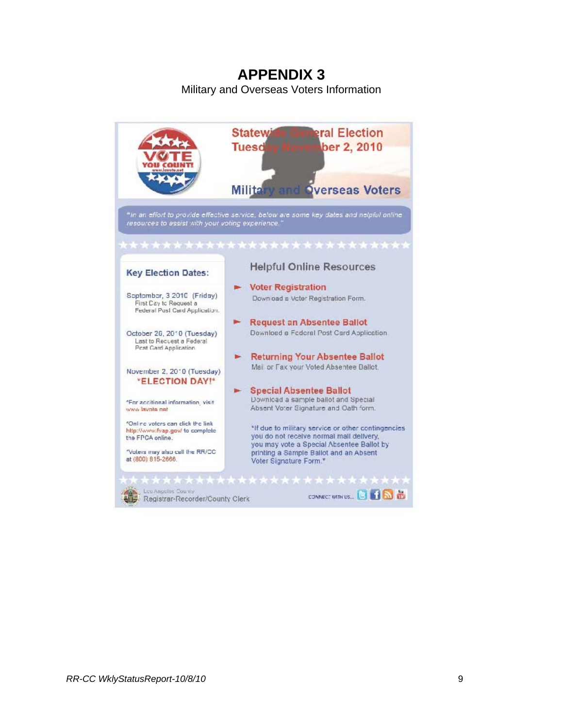# APPENDIX 3

Military and Overseas Voters Information

VOTE YOU COUNT! www.lavote.net

## Statewide General Election
## Tuesday November 2, 2010

## Military and Overseas Voters

*"In an effort to provide effective service, below are some key dates and helpful online resources to assist with your voting experience."*

### Key Election Dates:

September, 3 2010 (Friday)
First Day to Request a Federal Post Card Application.

October 26, 2010 (Tuesday)
Last to Request a Federal Post Card Application

November 2, 2010 (Tuesday)
**\*ELECTION DAY!\***

\*For additional information, visit www.lavote.net

\*Online voters can click the link http://www.fvap.gov/ to complete the FPCA online.

\*Voters may also call the RR/CC at (800) 815-2666.

### Helpful Online Resources

- **Voter Registration**
  Download a Voter Registration Form.
- **Request an Absentee Ballot**
  Download a Federal Post Card Application.
- **Returning Your Absentee Ballot**
  Mail or Fax your Voted Absentee Ballot.
- **Special Absentee Ballot**
  Download a sample ballot and Special Absent Voter Signature and Oath form.

\*If due to military service or other contingencies you do not receive normal mail delivery, you may vote a Special Absentee Ballot by printing a Sample Ballot and an Absent Voter Signature Form.\*

Los Angeles County
Registrar-Recorder/County Clerk

CONNECT WITH US...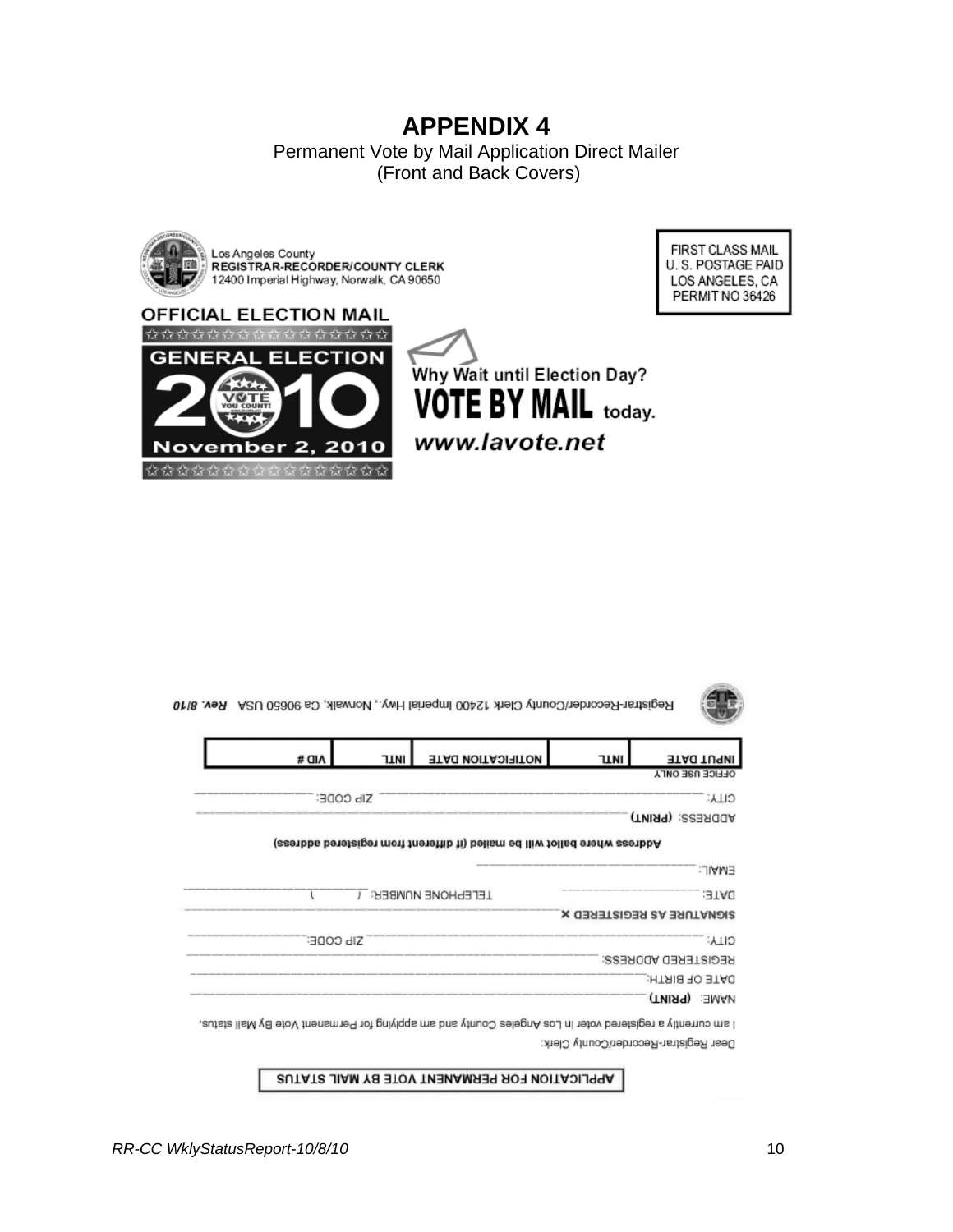# APPENDIX 4

Permanent Vote by Mail Application Direct Mailer
(Front and Back Covers)

Los Angeles County
**REGISTRAR-RECORDER/COUNTY CLERK**
12400 Imperial Highway, Norwalk, CA 90650

FIRST CLASS MAIL
U. S. POSTAGE PAID
LOS ANGELES, CA
PERMIT NO 36426

**OFFICIAL ELECTION MAIL**

**GENERAL ELECTION**
**2010**
VOTE YOU COUNT!
**November 2, 2010**

Why Wait until Election Day?
**VOTE BY MAIL** today.
*www.lavote.net*

Registrar-Recorder/County Clerk 12400 Imperial Hwy., Norwalk, Ca 90650 USA *Rev. 8/10*

| INPUT DATE | INTL | NOTIFICATION DATE | INTL | VID # |
|---|---|---|---|---|

OFFICE USE ONLY

CITY: ______________________ ZIP CODE: ____________

ADDRESS: (PRINT) ______________________

**Address where ballot will be mailed (if different from registered address)**

EMAIL: ______________________

DATE: ______________ TELEPHONE NUMBER: ( ) ______________

**SIGNATURE AS REGISTERED X** ______________________

CITY: ______________________ ZIP CODE: ____________

REGISTERED ADDRESS: ______________________

DATE OF BIRTH: ______________________

NAME: **(PRINT)** ______________________

I am currently a registered voter in Los Angeles County and am applying for Permanent Vote By Mail status.

Dear Registrar-Recorder/County Clerk:

**APPLICATION FOR PERMANENT VOTE BY MAIL STATUS**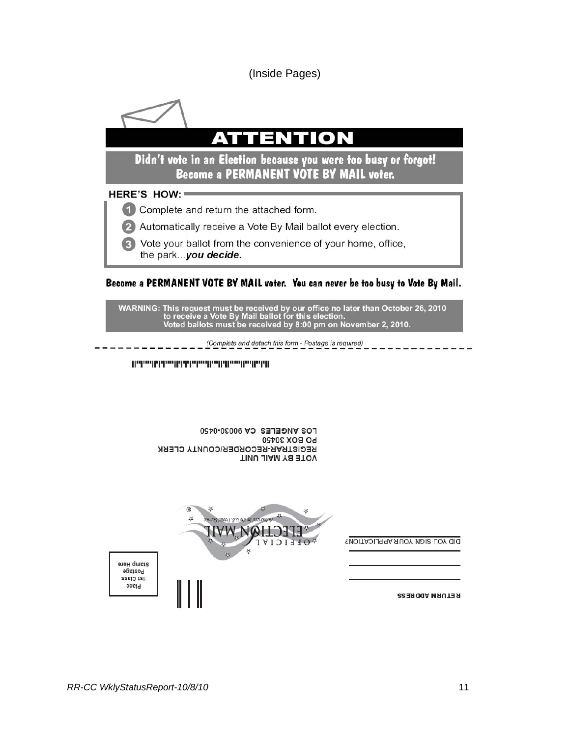(Inside Pages)

# ATTENTION

**Didn't vote in an Election because you were too busy or forgot! Become a PERMANENT VOTE BY MAIL voter.**

**HERE'S HOW:**

1. Complete and return the attached form.
2. Automatically receive a Vote By Mail ballot every election.
3. Vote your ballot from the convenience of your home, office, the park...***you decide.***

**Become a PERMANENT VOTE BY MAIL voter. You can never be too busy to Vote By Mail.**

**WARNING: This request must be received by our office no later than October 26, 2010 to receive a Vote By Mail ballot for this election. Voted ballots must be received by 8:00 pm on November 2, 2010.**

*(Complete and detach this form - Postage is required)*

VOTE BY MAIL UNIT
REGISTRAR-RECORDER/COUNTY CLERK
PO BOX 30450
LOS ANGELES CA 90030-0450

OFFICIAL ELECTION MAIL
Authorized by the U.S. Postal Service

Place 1st Class Postage Stamp Here

DID YOU SIGN YOUR APPLICATION?

RETURN ADDRESS